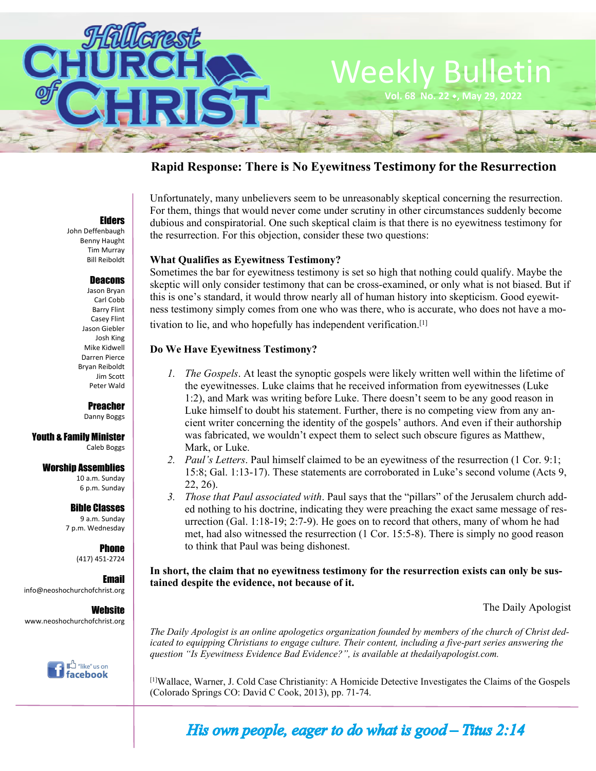# Hillcrest Church of Christ

# Weekly Bulletin

Vol. 68 No. 22 • May 29, 2022

**Elders**
John Deffenbaugh
Benny Haught
Tim Murray
Bill Reiboldt

**Deacons**
Jason Bryan
Carl Cobb
Barry Flint
Casey Flint
Jason Giebler
Josh King
Mike Kidwell
Darren Pierce
Bryan Reiboldt
Jim Scott
Peter Wald

**Preacher**
Danny Boggs

**Youth & Family Minister**
Caleb Boggs

**Worship Assemblies**
10 a.m. Sunday
6 p.m. Sunday

**Bible Classes**
9 a.m. Sunday
7 p.m. Wednesday

**Phone**
(417) 451-2724

**Email**
info@neoshochurchofchrist.org

**Website**
www.neoshochurchofchrist.org

"like" us on facebook

## Rapid Response: There is No Eyewitness Testimony for the Resurrection

Unfortunately, many unbelievers seem to be unreasonably skeptical concerning the resurrection. For them, things that would never come under scrutiny in other circumstances suddenly become dubious and conspiratorial. One such skeptical claim is that there is no eyewitness testimony for the resurrection. For this objection, consider these two questions:

**What Qualifies as Eyewitness Testimony?**
Sometimes the bar for eyewitness testimony is set so high that nothing could qualify. Maybe the skeptic will only consider testimony that can be cross-examined, or only what is not biased. But if this is one's standard, it would throw nearly all of human history into skepticism. Good eyewitness testimony simply comes from one who was there, who is accurate, who does not have a motivation to lie, and who hopefully has independent verification.[1]

**Do We Have Eyewitness Testimony?**

1. *The Gospels*. At least the synoptic gospels were likely written well within the lifetime of the eyewitnesses. Luke claims that he received information from eyewitnesses (Luke 1:2), and Mark was writing before Luke. There doesn't seem to be any good reason in Luke himself to doubt his statement. Further, there is no competing view from any ancient writer concerning the identity of the gospels' authors. And even if their authorship was fabricated, we wouldn't expect them to select such obscure figures as Matthew, Mark, or Luke.
2. *Paul's Letters*. Paul himself claimed to be an eyewitness of the resurrection (1 Cor. 9:1; 15:8; Gal. 1:13-17). These statements are corroborated in Luke's second volume (Acts 9, 22, 26).
3. *Those that Paul associated with*. Paul says that the "pillars" of the Jerusalem church added nothing to his doctrine, indicating they were preaching the exact same message of resurrection (Gal. 1:18-19; 2:7-9). He goes on to record that others, many of whom he had met, had also witnessed the resurrection (1 Cor. 15:5-8). There is simply no good reason to think that Paul was being dishonest.

**In short, the claim that no eyewitness testimony for the resurrection exists can only be sustained despite the evidence, not because of it.**

The Daily Apologist

*The Daily Apologist is an online apologetics organization founded by members of the church of Christ dedicated to equipping Christians to engage culture. Their content, including a five-part series answering the question "Is Eyewitness Evidence Bad Evidence?", is available at thedailyapologist.com.*

[1]Wallace, Warner, J. Cold Case Christianity: A Homicide Detective Investigates the Claims of the Gospels (Colorado Springs CO: David C Cook, 2013), pp. 71-74.

*His own people, eager to do what is good – Titus 2:14*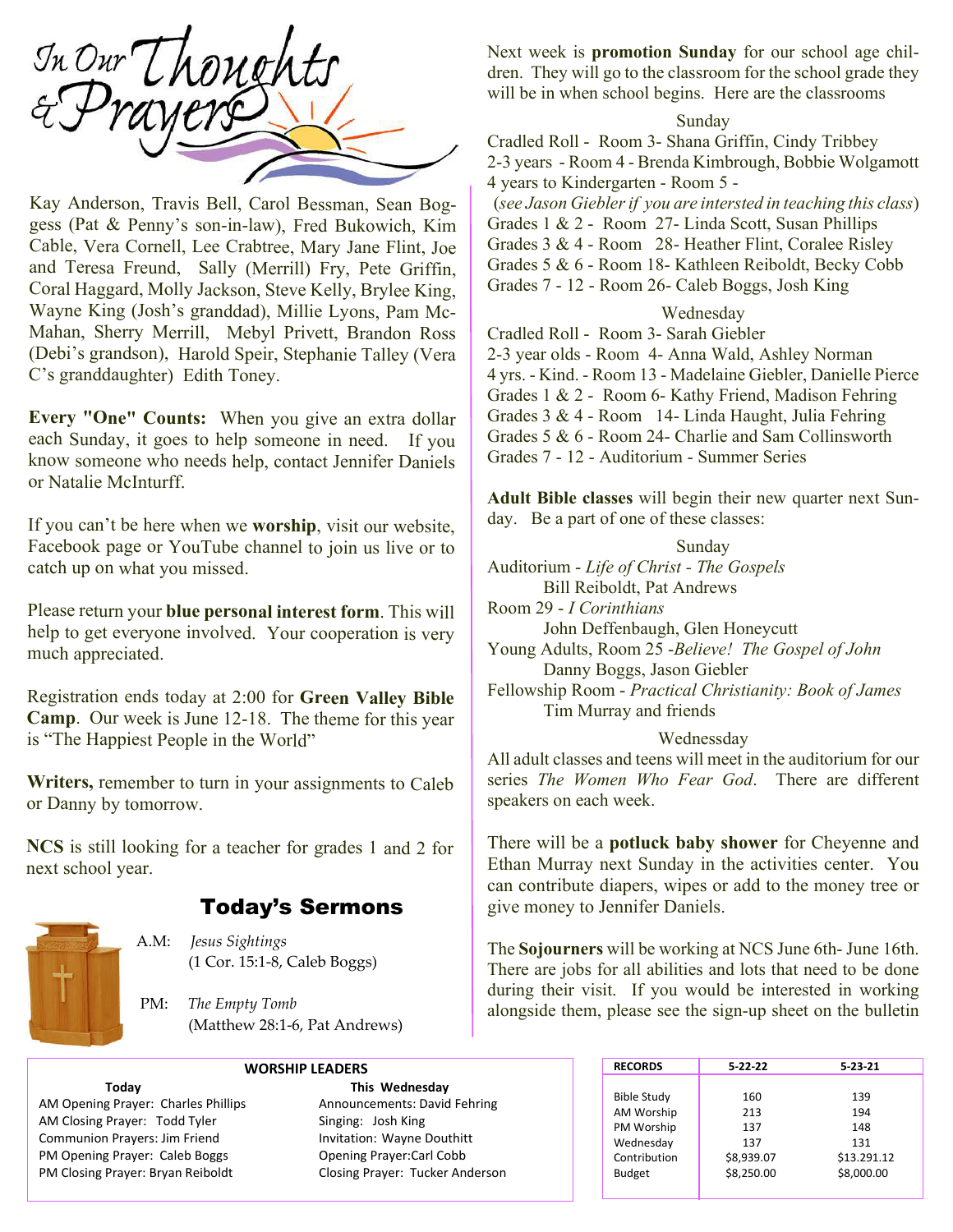# In Our Thoughts & Prayers

Kay Anderson, Travis Bell, Carol Bessman, Sean Boggess (Pat & Penny's son-in-law), Fred Bukowich, Kim Cable, Vera Cornell, Lee Crabtree, Mary Jane Flint, Joe and Teresa Freund, Sally (Merrill) Fry, Pete Griffin, Coral Haggard, Molly Jackson, Steve Kelly, Brylee King, Wayne King (Josh's granddad), Millie Lyons, Pam McMahan, Sherry Merrill, Mebyl Privett, Brandon Ross (Debi's grandson), Harold Speir, Stephanie Talley (Vera C's granddaughter) Edith Toney.

**Every "One" Counts:** When you give an extra dollar each Sunday, it goes to help someone in need. If you know someone who needs help, contact Jennifer Daniels or Natalie McInturff.

If you can't be here when we **worship**, visit our website, Facebook page or YouTube channel to join us live or to catch up on what you missed.

Please return your **blue personal interest form**. This will help to get everyone involved. Your cooperation is very much appreciated.

Registration ends today at 2:00 for **Green Valley Bible Camp**. Our week is June 12-18. The theme for this year is "The Happiest People in the World"

**Writers,** remember to turn in your assignments to Caleb or Danny by tomorrow.

**NCS** is still looking for a teacher for grades 1 and 2 for next school year.

## Today's Sermons

A.M: *Jesus Sightings*
(1 Cor. 15:1-8, Caleb Boggs)

PM: *The Empty Tomb*
(Matthew 28:1-6, Pat Andrews)

Next week is **promotion Sunday** for our school age children. They will go to the classroom for the school grade they will be in when school begins. Here are the classrooms

Sunday

Cradled Roll - Room 3- Shana Griffin, Cindy Tribbey
2-3 years - Room 4 - Brenda Kimbrough, Bobbie Wolgamott
4 years to Kindergarten - Room 5 -
(*see Jason Giebler if you are intersted in teaching this class*)
Grades 1 & 2 - Room 27- Linda Scott, Susan Phillips
Grades 3 & 4 - Room 28- Heather Flint, Coralee Risley
Grades 5 & 6 - Room 18- Kathleen Reiboldt, Becky Cobb
Grades 7 - 12 - Room 26- Caleb Boggs, Josh King

Wednesday

Cradled Roll - Room 3- Sarah Giebler
2-3 year olds - Room 4- Anna Wald, Ashley Norman
4 yrs. - Kind. - Room 13 - Madelaine Giebler, Danielle Pierce
Grades 1 & 2 - Room 6- Kathy Friend, Madison Fehring
Grades 3 & 4 - Room 14- Linda Haught, Julia Fehring
Grades 5 & 6 - Room 24- Charlie and Sam Collinsworth
Grades 7 - 12 - Auditorium - Summer Series

**Adult Bible classes** will begin their new quarter next Sunday. Be a part of one of these classes:

Sunday

Auditorium - *Life of Christ - The Gospels*
Bill Reiboldt, Pat Andrews
Room 29 - *I Corinthians*
John Deffenbaugh, Glen Honeycutt
Young Adults, Room 25 -*Believe! The Gospel of John*
Danny Boggs, Jason Giebler
Fellowship Room - *Practical Christianity: Book of James*
Tim Murray and friends

Wednessday

All adult classes and teens will meet in the auditorium for our series *The Women Who Fear God*. There are different speakers on each week.

There will be a **potluck baby shower** for Cheyenne and Ethan Murray next Sunday in the activities center. You can contribute diapers, wipes or add to the money tree or give money to Jennifer Daniels.

The **Sojourners** will be working at NCS June 6th- June 16th. There are jobs for all abilities and lots that need to be done during their visit. If you would be interested in working alongside them, please see the sign-up sheet on the bulletin

**WORSHIP LEADERS**

| Today | This Wednesday |
|---|---|
| AM Opening Prayer: Charles Phillips | Announcements: David Fehring |
| AM Closing Prayer: Todd Tyler | Singing: Josh King |
| Communion Prayers: Jim Friend | Invitation: Wayne Douthitt |
| PM Opening Prayer: Caleb Boggs | Opening Prayer:Carl Cobb |
| PM Closing Prayer: Bryan Reiboldt | Closing Prayer: Tucker Anderson |

| RECORDS | 5-22-22 | 5-23-21 |
|---|---|---|
| Bible Study | 160 | 139 |
| AM Worship | 213 | 194 |
| PM Worship | 137 | 148 |
| Wednesday | 137 | 131 |
| Contribution | $8,939.07 | $13.291.12 |
| Budget | $8,250.00 | $8,000.00 |